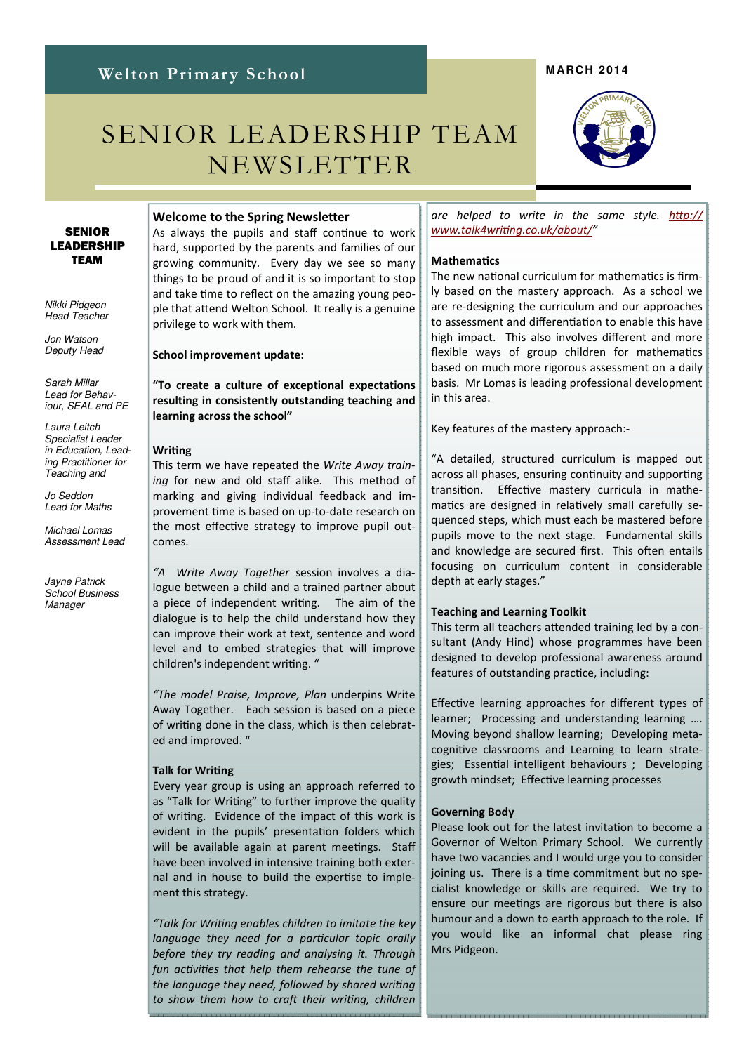**Welton Primary School**

**MARCH 2014**

# SENIOR LEADERSHIP TEAM NEWSLETTER

**SENIOR LEADERSHIP TEAM**

*Nikki Pidgeon*
*Head Teacher*

*Jon Watson*
*Deputy Head*

*Sarah Millar*
*Lead for Behaviour, SEAL and PE*

*Laura Leitch*
*Specialist Leader in Education, Leading Practitioner for Teaching and*

*Jo Seddon*
*Lead for Maths*

*Michael Lomas*
*Assessment Lead*

*Jayne Patrick*
*School Business Manager*

## Welcome to the Spring Newsletter

As always the pupils and staff continue to work hard, supported by the parents and families of our growing community. Every day we see so many things to be proud of and it is so important to stop and take time to reflect on the amazing young people that attend Welton School. It really is a genuine privilege to work with them.

**School improvement update:**

**"To create a culture of exceptional expectations resulting in consistently outstanding teaching and learning across the school"**

### Writing

This term we have repeated the *Write Away training* for new and old staff alike. This method of marking and giving individual feedback and improvement time is based on up-to-date research on the most effective strategy to improve pupil outcomes.

*"A Write Away Together* session involves a dialogue between a child and a trained partner about a piece of independent writing. The aim of the dialogue is to help the child understand how they can improve their work at text, sentence and word level and to embed strategies that will improve children's independent writing. "

*"The model Praise, Improve, Plan* underpins Write Away Together. Each session is based on a piece of writing done in the class, which is then celebrated and improved. "

### Talk for Writing

Every year group is using an approach referred to as "Talk for Writing" to further improve the quality of writing. Evidence of the impact of this work is evident in the pupils' presentation folders which will be available again at parent meetings. Staff have been involved in intensive training both external and in house to build the expertise to implement this strategy.

*"Talk for Writing enables children to imitate the key language they need for a particular topic orally before they try reading and analysing it. Through fun activities that help them rehearse the tune of the language they need, followed by shared writing to show them how to craft their writing, children are helped to write in the same style. http://www.talk4writing.co.uk/about/"*

### Mathematics

The new national curriculum for mathematics is firmly based on the mastery approach. As a school we are re-designing the curriculum and our approaches to assessment and differentiation to enable this have high impact. This also involves different and more flexible ways of group children for mathematics based on much more rigorous assessment on a daily basis. Mr Lomas is leading professional development in this area.

Key features of the mastery approach:-

"A detailed, structured curriculum is mapped out across all phases, ensuring continuity and supporting transition. Effective mastery curricula in mathematics are designed in relatively small carefully sequenced steps, which must each be mastered before pupils move to the next stage. Fundamental skills and knowledge are secured first. This often entails focusing on curriculum content in considerable depth at early stages."

### Teaching and Learning Toolkit

This term all teachers attended training led by a consultant (Andy Hind) whose programmes have been designed to develop professional awareness around features of outstanding practice, including:

Effective learning approaches for different types of learner; Processing and understanding learning …. Moving beyond shallow learning; Developing metacognitive classrooms and Learning to learn strategies; Essential intelligent behaviours ; Developing growth mindset; Effective learning processes

### Governing Body

Please look out for the latest invitation to become a Governor of Welton Primary School. We currently have two vacancies and I would urge you to consider joining us. There is a time commitment but no specialist knowledge or skills are required. We try to ensure our meetings are rigorous but there is also humour and a down to earth approach to the role. If you would like an informal chat please ring Mrs Pidgeon.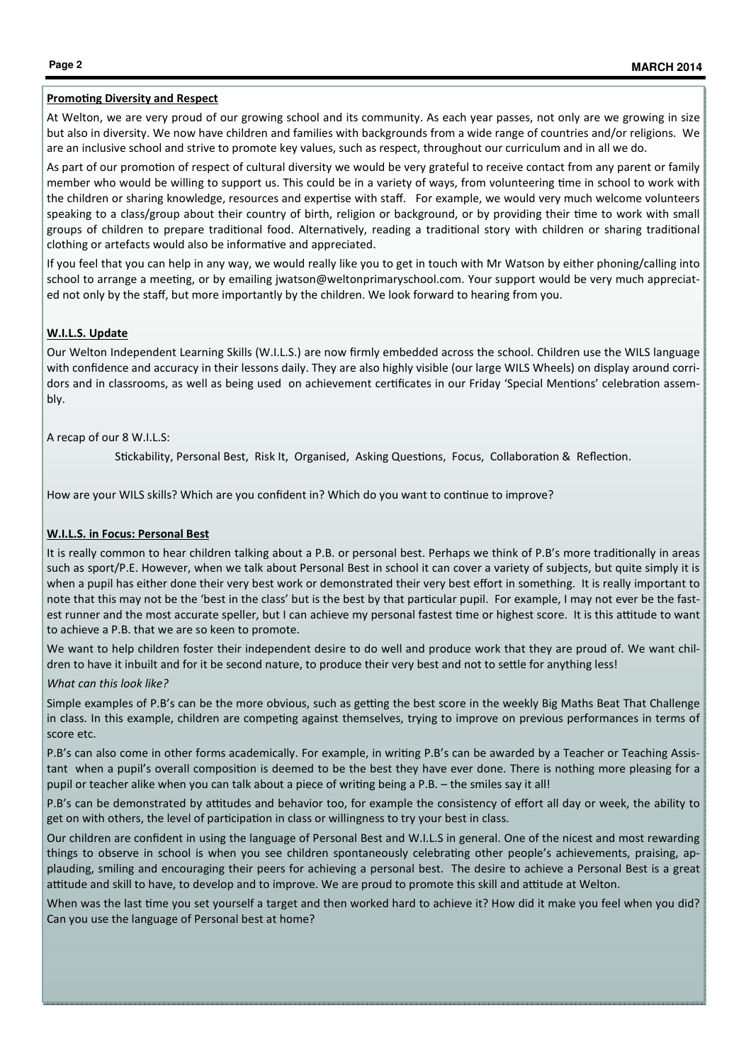## Promoting Diversity and Respect

At Welton, we are very proud of our growing school and its community. As each year passes, not only are we growing in size but also in diversity. We now have children and families with backgrounds from a wide range of countries and/or religions. We are an inclusive school and strive to promote key values, such as respect, throughout our curriculum and in all we do.

As part of our promotion of respect of cultural diversity we would be very grateful to receive contact from any parent or family member who would be willing to support us. This could be in a variety of ways, from volunteering time in school to work with the children or sharing knowledge, resources and expertise with staff. For example, we would very much welcome volunteers speaking to a class/group about their country of birth, religion or background, or by providing their time to work with small groups of children to prepare traditional food. Alternatively, reading a traditional story with children or sharing traditional clothing or artefacts would also be informative and appreciated.

If you feel that you can help in any way, we would really like you to get in touch with Mr Watson by either phoning/calling into school to arrange a meeting, or by emailing jwatson@weltonprimaryschool.com. Your support would be very much appreciated not only by the staff, but more importantly by the children. We look forward to hearing from you.

## W.I.L.S. Update

Our Welton Independent Learning Skills (W.I.L.S.) are now firmly embedded across the school. Children use the WILS language with confidence and accuracy in their lessons daily. They are also highly visible (our large WILS Wheels) on display around corridors and in classrooms, as well as being used on achievement certificates in our Friday 'Special Mentions' celebration assembly.

A recap of our 8 W.I.L.S:

Stickability, Personal Best, Risk It, Organised, Asking Questions, Focus, Collaboration & Reflection.

How are your WILS skills? Which are you confident in? Which do you want to continue to improve?

## W.I.L.S. in Focus: Personal Best

It is really common to hear children talking about a P.B. or personal best. Perhaps we think of P.B's more traditionally in areas such as sport/P.E. However, when we talk about Personal Best in school it can cover a variety of subjects, but quite simply it is when a pupil has either done their very best work or demonstrated their very best effort in something. It is really important to note that this may not be the 'best in the class' but is the best by that particular pupil. For example, I may not ever be the fastest runner and the most accurate speller, but I can achieve my personal fastest time or highest score. It is this attitude to want to achieve a P.B. that we are so keen to promote.

We want to help children foster their independent desire to do well and produce work that they are proud of. We want children to have it inbuilt and for it be second nature, to produce their very best and not to settle for anything less!

*What can this look like?*

Simple examples of P.B's can be the more obvious, such as getting the best score in the weekly Big Maths Beat That Challenge in class. In this example, children are competing against themselves, trying to improve on previous performances in terms of score etc.

P.B's can also come in other forms academically. For example, in writing P.B's can be awarded by a Teacher or Teaching Assistant when a pupil's overall composition is deemed to be the best they have ever done. There is nothing more pleasing for a pupil or teacher alike when you can talk about a piece of writing being a P.B. – the smiles say it all!

P.B's can be demonstrated by attitudes and behavior too, for example the consistency of effort all day or week, the ability to get on with others, the level of participation in class or willingness to try your best in class.

Our children are confident in using the language of Personal Best and W.I.L.S in general. One of the nicest and most rewarding things to observe in school is when you see children spontaneously celebrating other people's achievements, praising, applauding, smiling and encouraging their peers for achieving a personal best. The desire to achieve a Personal Best is a great attitude and skill to have, to develop and to improve. We are proud to promote this skill and attitude at Welton.

When was the last time you set yourself a target and then worked hard to achieve it? How did it make you feel when you did? Can you use the language of Personal best at home?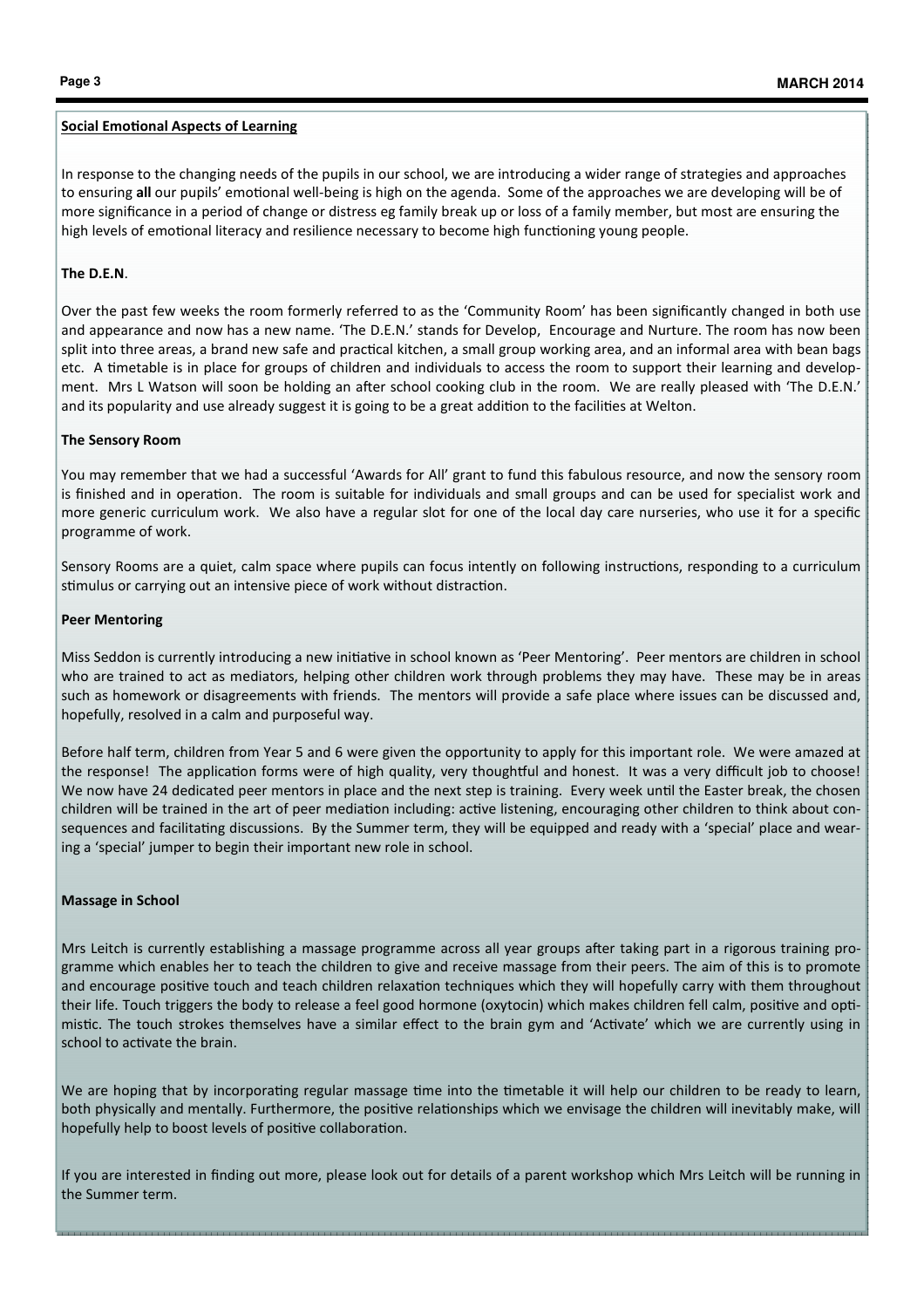## Social Emotional Aspects of Learning

In response to the changing needs of the pupils in our school, we are introducing a wider range of strategies and approaches to ensuring **all** our pupils' emotional well-being is high on the agenda. Some of the approaches we are developing will be of more significance in a period of change or distress eg family break up or loss of a family member, but most are ensuring the high levels of emotional literacy and resilience necessary to become high functioning young people.

### The D.E.N.

Over the past few weeks the room formerly referred to as the 'Community Room' has been significantly changed in both use and appearance and now has a new name. 'The D.E.N.' stands for Develop, Encourage and Nurture. The room has now been split into three areas, a brand new safe and practical kitchen, a small group working area, and an informal area with bean bags etc. A timetable is in place for groups of children and individuals to access the room to support their learning and development. Mrs L Watson will soon be holding an after school cooking club in the room. We are really pleased with 'The D.E.N.' and its popularity and use already suggest it is going to be a great addition to the facilities at Welton.

### The Sensory Room

You may remember that we had a successful 'Awards for All' grant to fund this fabulous resource, and now the sensory room is finished and in operation. The room is suitable for individuals and small groups and can be used for specialist work and more generic curriculum work. We also have a regular slot for one of the local day care nurseries, who use it for a specific programme of work.

Sensory Rooms are a quiet, calm space where pupils can focus intently on following instructions, responding to a curriculum stimulus or carrying out an intensive piece of work without distraction.

### Peer Mentoring

Miss Seddon is currently introducing a new initiative in school known as 'Peer Mentoring'. Peer mentors are children in school who are trained to act as mediators, helping other children work through problems they may have. These may be in areas such as homework or disagreements with friends. The mentors will provide a safe place where issues can be discussed and, hopefully, resolved in a calm and purposeful way.

Before half term, children from Year 5 and 6 were given the opportunity to apply for this important role. We were amazed at the response! The application forms were of high quality, very thoughtful and honest. It was a very difficult job to choose! We now have 24 dedicated peer mentors in place and the next step is training. Every week until the Easter break, the chosen children will be trained in the art of peer mediation including: active listening, encouraging other children to think about consequences and facilitating discussions. By the Summer term, they will be equipped and ready with a 'special' place and wearing a 'special' jumper to begin their important new role in school.

### Massage in School

Mrs Leitch is currently establishing a massage programme across all year groups after taking part in a rigorous training programme which enables her to teach the children to give and receive massage from their peers. The aim of this is to promote and encourage positive touch and teach children relaxation techniques which they will hopefully carry with them throughout their life. Touch triggers the body to release a feel good hormone (oxytocin) which makes children fell calm, positive and optimistic. The touch strokes themselves have a similar effect to the brain gym and 'Activate' which we are currently using in school to activate the brain.

We are hoping that by incorporating regular massage time into the timetable it will help our children to be ready to learn, both physically and mentally. Furthermore, the positive relationships which we envisage the children will inevitably make, will hopefully help to boost levels of positive collaboration.

If you are interested in finding out more, please look out for details of a parent workshop which Mrs Leitch will be running in the Summer term.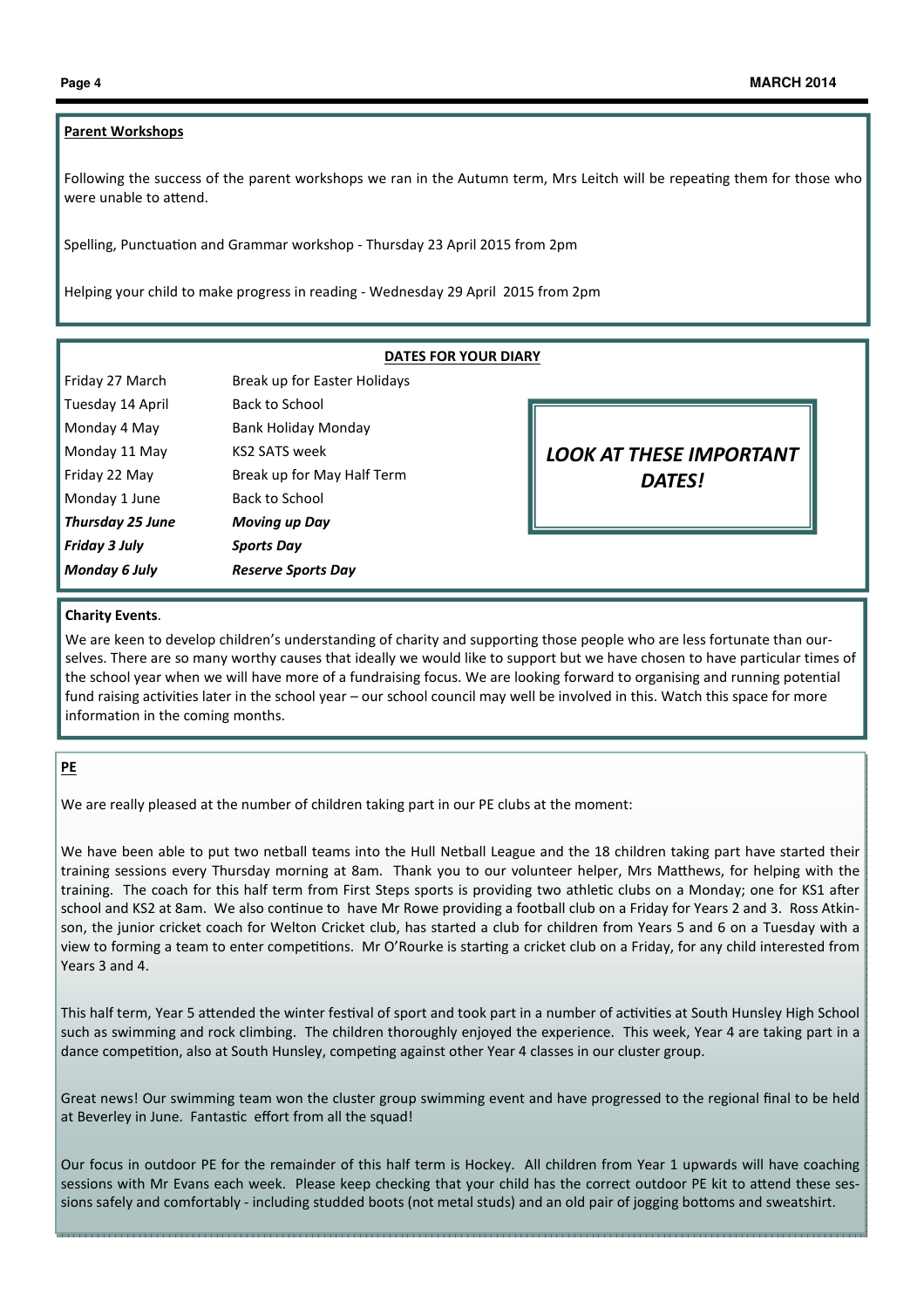## Parent Workshops

Following the success of the parent workshops we ran in the Autumn term, Mrs Leitch will be repeating them for those who were unable to attend.

Spelling, Punctuation and Grammar workshop - Thursday 23 April 2015 from 2pm

Helping your child to make progress in reading - Wednesday 29 April 2015 from 2pm

## DATES FOR YOUR DIARY

| Date | Event |
|---|---|
| Friday 27 March | Break up for Easter Holidays |
| Tuesday 14 April | Back to School |
| Monday 4 May | Bank Holiday Monday |
| Monday 11 May | KS2 SATS week |
| Friday 22 May | Break up for May Half Term |
| Monday 1 June | Back to School |
| ***Thursday 25 June*** | ***Moving up Day*** |
| ***Friday 3 July*** | ***Sports Day*** |
| ***Monday 6 July*** | ***Reserve Sports Day*** |

***LOOK AT THESE IMPORTANT DATES!***

## Charity Events.

We are keen to develop children's understanding of charity and supporting those people who are less fortunate than ourselves. There are so many worthy causes that ideally we would like to support but we have chosen to have particular times of the school year when we will have more of a fundraising focus. We are looking forward to organising and running potential fund raising activities later in the school year – our school council may well be involved in this. Watch this space for more information in the coming months.

## PE

We are really pleased at the number of children taking part in our PE clubs at the moment:

We have been able to put two netball teams into the Hull Netball League and the 18 children taking part have started their training sessions every Thursday morning at 8am. Thank you to our volunteer helper, Mrs Matthews, for helping with the training. The coach for this half term from First Steps sports is providing two athletic clubs on a Monday; one for KS1 after school and KS2 at 8am. We also continue to have Mr Rowe providing a football club on a Friday for Years 2 and 3. Ross Atkinson, the junior cricket coach for Welton Cricket club, has started a club for children from Years 5 and 6 on a Tuesday with a view to forming a team to enter competitions. Mr O'Rourke is starting a cricket club on a Friday, for any child interested from Years 3 and 4.

This half term, Year 5 attended the winter festival of sport and took part in a number of activities at South Hunsley High School such as swimming and rock climbing. The children thoroughly enjoyed the experience. This week, Year 4 are taking part in a dance competition, also at South Hunsley, competing against other Year 4 classes in our cluster group.

Great news! Our swimming team won the cluster group swimming event and have progressed to the regional final to be held at Beverley in June. Fantastic effort from all the squad!

Our focus in outdoor PE for the remainder of this half term is Hockey. All children from Year 1 upwards will have coaching sessions with Mr Evans each week. Please keep checking that your child has the correct outdoor PE kit to attend these sessions safely and comfortably - including studded boots (not metal studs) and an old pair of jogging bottoms and sweatshirt.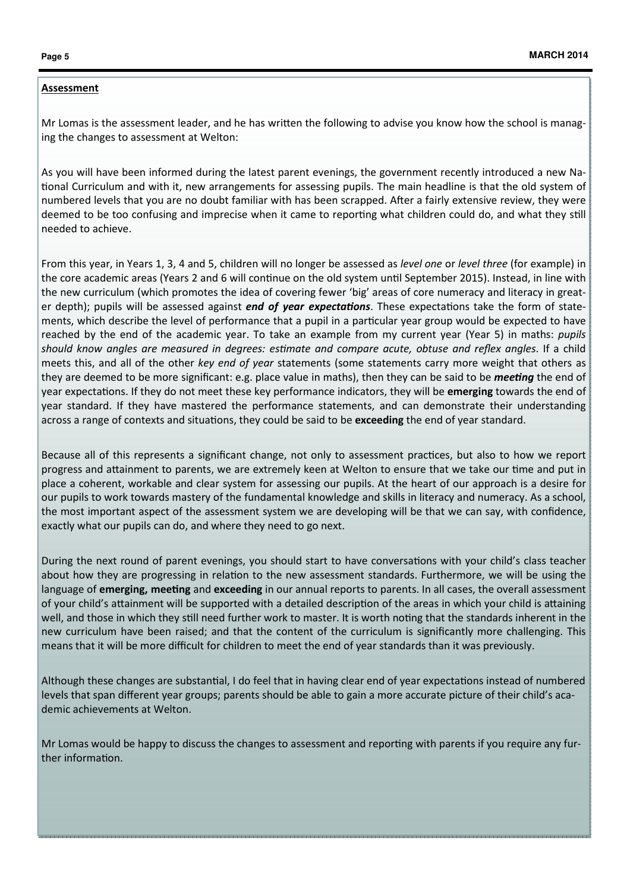**Assessment**

Mr Lomas is the assessment leader, and he has written the following to advise you know how the school is managing the changes to assessment at Welton:

As you will have been informed during the latest parent evenings, the government recently introduced a new National Curriculum and with it, new arrangements for assessing pupils. The main headline is that the old system of numbered levels that you are no doubt familiar with has been scrapped. After a fairly extensive review, they were deemed to be too confusing and imprecise when it came to reporting what children could do, and what they still needed to achieve.

From this year, in Years 1, 3, 4 and 5, children will no longer be assessed as *level one* or *level three* (for example) in the core academic areas (Years 2 and 6 will continue on the old system until September 2015). Instead, in line with the new curriculum (which promotes the idea of covering fewer 'big' areas of core numeracy and literacy in greater depth); pupils will be assessed against ***end of year expectations***. These expectations take the form of statements, which describe the level of performance that a pupil in a particular year group would be expected to have reached by the end of the academic year. To take an example from my current year (Year 5) in maths: *pupils should know angles are measured in degrees: estimate and compare acute, obtuse and reflex angles*. If a child meets this, and all of the other *key end of year* statements (some statements carry more weight that others as they are deemed to be more significant: e.g. place value in maths), then they can be said to be ***meeting*** the end of year expectations. If they do not meet these key performance indicators, they will be **emerging** towards the end of year standard. If they have mastered the performance statements, and can demonstrate their understanding across a range of contexts and situations, they could be said to be **exceeding** the end of year standard.

Because all of this represents a significant change, not only to assessment practices, but also to how we report progress and attainment to parents, we are extremely keen at Welton to ensure that we take our time and put in place a coherent, workable and clear system for assessing our pupils. At the heart of our approach is a desire for our pupils to work towards mastery of the fundamental knowledge and skills in literacy and numeracy. As a school, the most important aspect of the assessment system we are developing will be that we can say, with confidence, exactly what our pupils can do, and where they need to go next.

During the next round of parent evenings, you should start to have conversations with your child's class teacher about how they are progressing in relation to the new assessment standards. Furthermore, we will be using the language of **emerging, meeting** and **exceeding** in our annual reports to parents. In all cases, the overall assessment of your child's attainment will be supported with a detailed description of the areas in which your child is attaining well, and those in which they still need further work to master. It is worth noting that the standards inherent in the new curriculum have been raised; and that the content of the curriculum is significantly more challenging. This means that it will be more difficult for children to meet the end of year standards than it was previously.

Although these changes are substantial, I do feel that in having clear end of year expectations instead of numbered levels that span different year groups; parents should be able to gain a more accurate picture of their child's academic achievements at Welton.

Mr Lomas would be happy to discuss the changes to assessment and reporting with parents if you require any further information.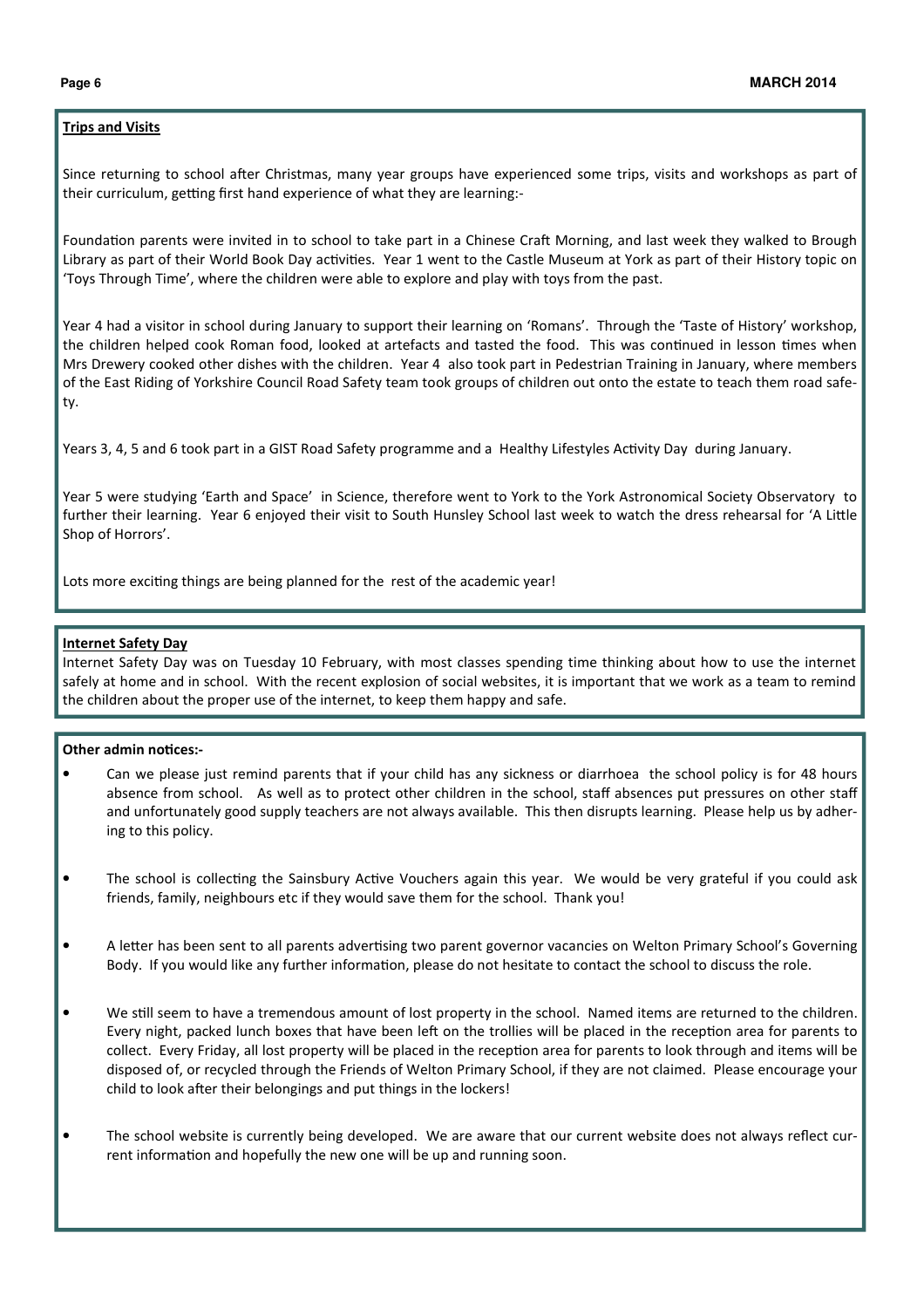## Trips and Visits

Since returning to school after Christmas, many year groups have experienced some trips, visits and workshops as part of their curriculum, getting first hand experience of what they are learning:-

Foundation parents were invited in to school to take part in a Chinese Craft Morning, and last week they walked to Brough Library as part of their World Book Day activities. Year 1 went to the Castle Museum at York as part of their History topic on 'Toys Through Time', where the children were able to explore and play with toys from the past.

Year 4 had a visitor in school during January to support their learning on 'Romans'. Through the 'Taste of History' workshop, the children helped cook Roman food, looked at artefacts and tasted the food. This was continued in lesson times when Mrs Drewery cooked other dishes with the children. Year 4 also took part in Pedestrian Training in January, where members of the East Riding of Yorkshire Council Road Safety team took groups of children out onto the estate to teach them road safety.

Years 3, 4, 5 and 6 took part in a GIST Road Safety programme and a Healthy Lifestyles Activity Day during January.

Year 5 were studying 'Earth and Space' in Science, therefore went to York to the York Astronomical Society Observatory to further their learning. Year 6 enjoyed their visit to South Hunsley School last week to watch the dress rehearsal for 'A Little Shop of Horrors'.

Lots more exciting things are being planned for the rest of the academic year!

## Internet Safety Day

Internet Safety Day was on Tuesday 10 February, with most classes spending time thinking about how to use the internet safely at home and in school. With the recent explosion of social websites, it is important that we work as a team to remind the children about the proper use of the internet, to keep them happy and safe.

## Other admin notices:-

- Can we please just remind parents that if your child has any sickness or diarrhoea the school policy is for 48 hours absence from school. As well as to protect other children in the school, staff absences put pressures on other staff and unfortunately good supply teachers are not always available. This then disrupts learning. Please help us by adhering to this policy.

- The school is collecting the Sainsbury Active Vouchers again this year. We would be very grateful if you could ask friends, family, neighbours etc if they would save them for the school. Thank you!

- A letter has been sent to all parents advertising two parent governor vacancies on Welton Primary School's Governing Body. If you would like any further information, please do not hesitate to contact the school to discuss the role.

- We still seem to have a tremendous amount of lost property in the school. Named items are returned to the children. Every night, packed lunch boxes that have been left on the trollies will be placed in the reception area for parents to collect. Every Friday, all lost property will be placed in the reception area for parents to look through and items will be disposed of, or recycled through the Friends of Welton Primary School, if they are not claimed. Please encourage your child to look after their belongings and put things in the lockers!

- The school website is currently being developed. We are aware that our current website does not always reflect current information and hopefully the new one will be up and running soon.